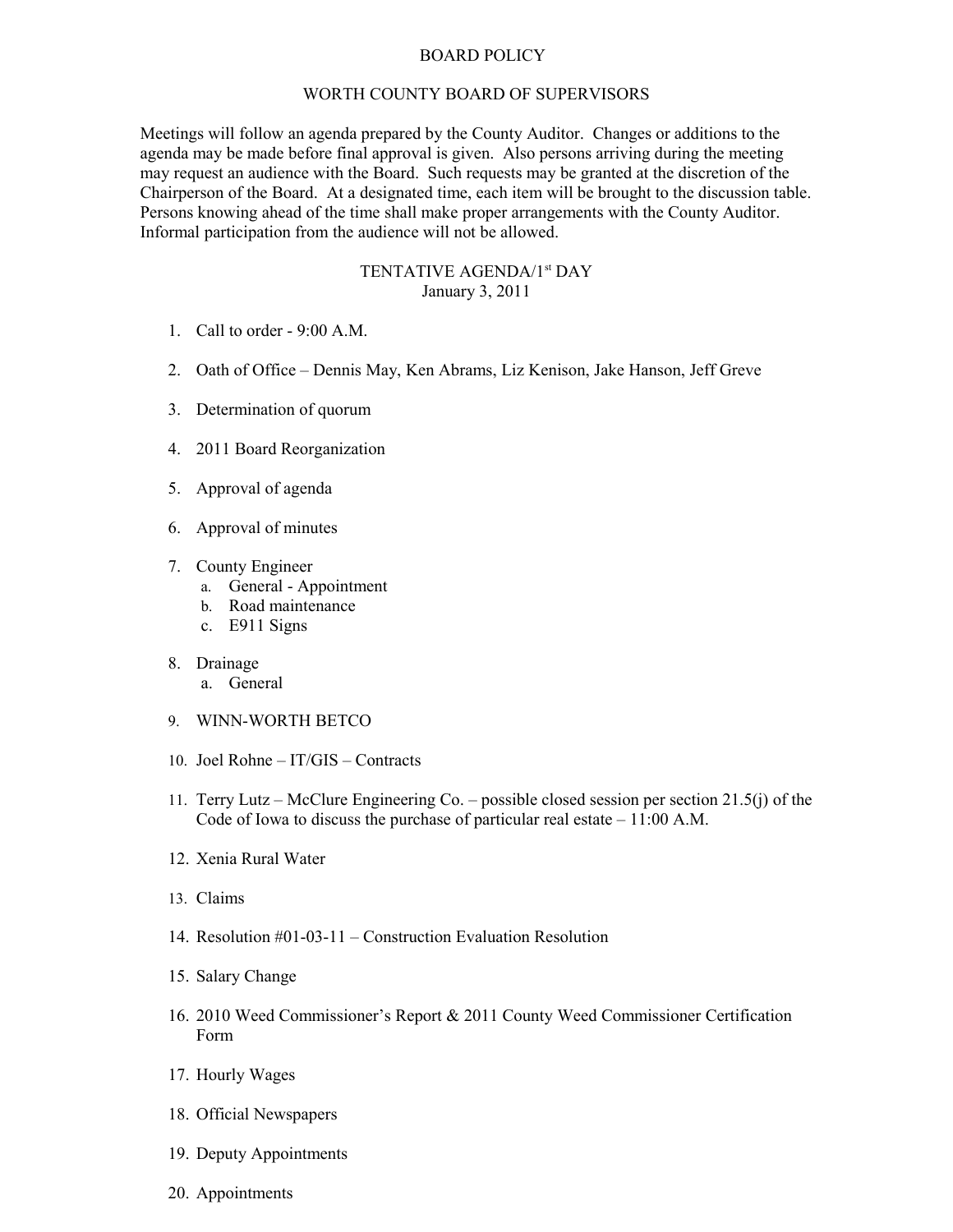# BOARD POLICY

## WORTH COUNTY BOARD OF SUPERVISORS

Meetings will follow an agenda prepared by the County Auditor. Changes or additions to the agenda may be made before final approval is given. Also persons arriving during the meeting may request an audience with the Board. Such requests may be granted at the discretion of the Chairperson of the Board. At a designated time, each item will be brought to the discussion table. Persons knowing ahead of the time shall make proper arrangements with the County Auditor. Informal participation from the audience will not be allowed.

### TENTATIVE AGENDA/1st DAY
January 3, 2011

1. Call to order - 9:00 A.M.
2. Oath of Office – Dennis May, Ken Abrams, Liz Kenison, Jake Hanson, Jeff Greve
3. Determination of quorum
4. 2011 Board Reorganization
5. Approval of agenda
6. Approval of minutes
7. County Engineer
   a. General - Appointment
   b. Road maintenance
   c. E911 Signs
8. Drainage
   a. General
9. WINN-WORTH BETCO
10. Joel Rohne – IT/GIS – Contracts
11. Terry Lutz – McClure Engineering Co. – possible closed session per section 21.5(j) of the Code of Iowa to discuss the purchase of particular real estate – 11:00 A.M.
12. Xenia Rural Water
13. Claims
14. Resolution #01-03-11 – Construction Evaluation Resolution
15. Salary Change
16. 2010 Weed Commissioner's Report & 2011 County Weed Commissioner Certification Form
17. Hourly Wages
18. Official Newspapers
19. Deputy Appointments
20. Appointments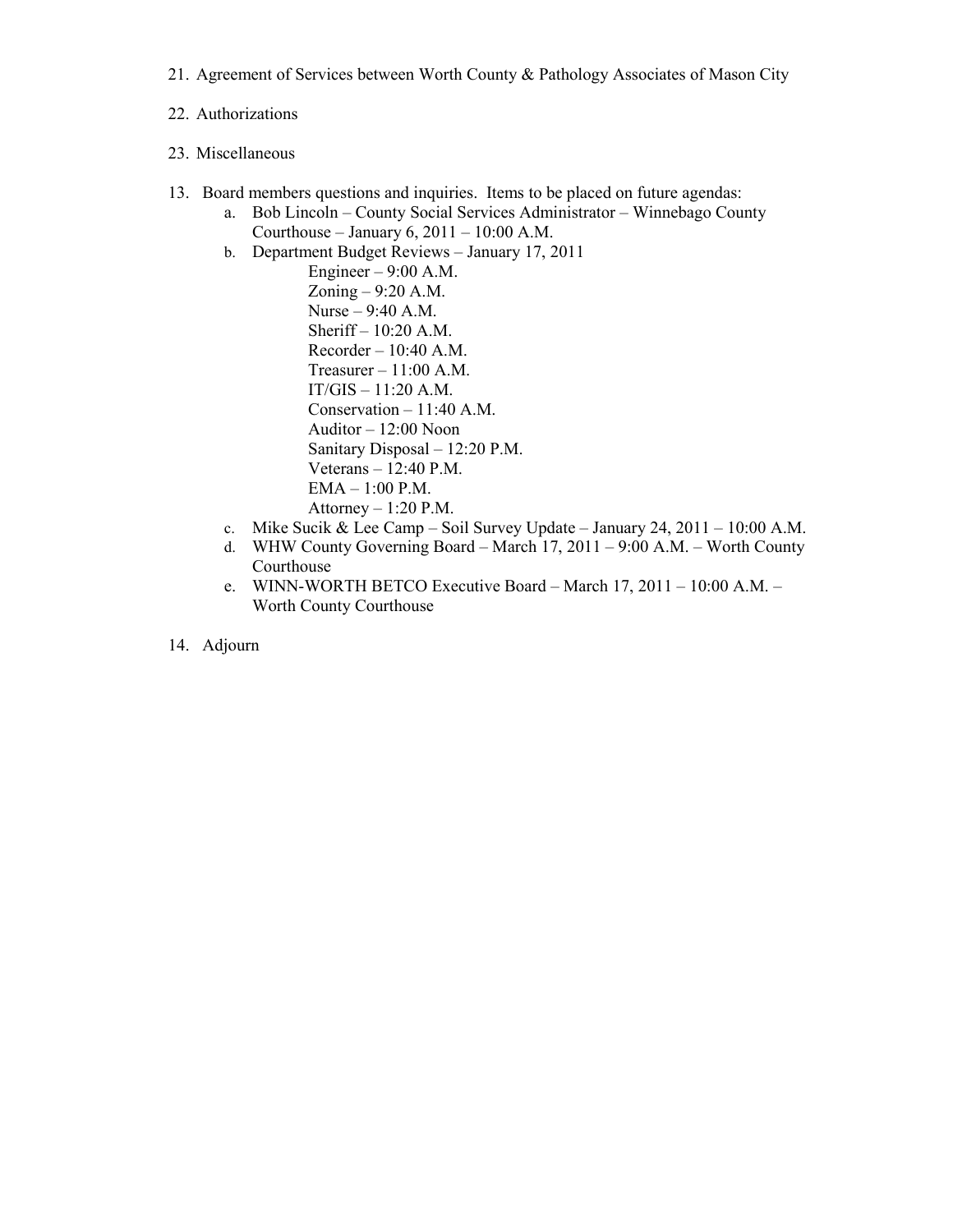21. Agreement of Services between Worth County & Pathology Associates of Mason City

22. Authorizations

23. Miscellaneous

13. Board members questions and inquiries. Items to be placed on future agendas:
    a. Bob Lincoln – County Social Services Administrator – Winnebago County Courthouse – January 6, 2011 – 10:00 A.M.
    b. Department Budget Reviews – January 17, 2011
        - Engineer – 9:00 A.M.
        - Zoning – 9:20 A.M.
        - Nurse – 9:40 A.M.
        - Sheriff – 10:20 A.M.
        - Recorder – 10:40 A.M.
        - Treasurer – 11:00 A.M.
        - IT/GIS – 11:20 A.M.
        - Conservation – 11:40 A.M.
        - Auditor – 12:00 Noon
        - Sanitary Disposal – 12:20 P.M.
        - Veterans – 12:40 P.M.
        - EMA – 1:00 P.M.
        - Attorney – 1:20 P.M.
    c. Mike Sucik & Lee Camp – Soil Survey Update – January 24, 2011 – 10:00 A.M.
    d. WHW County Governing Board – March 17, 2011 – 9:00 A.M. – Worth County Courthouse
    e. WINN-WORTH BETCO Executive Board – March 17, 2011 – 10:00 A.M. – Worth County Courthouse

14. Adjourn